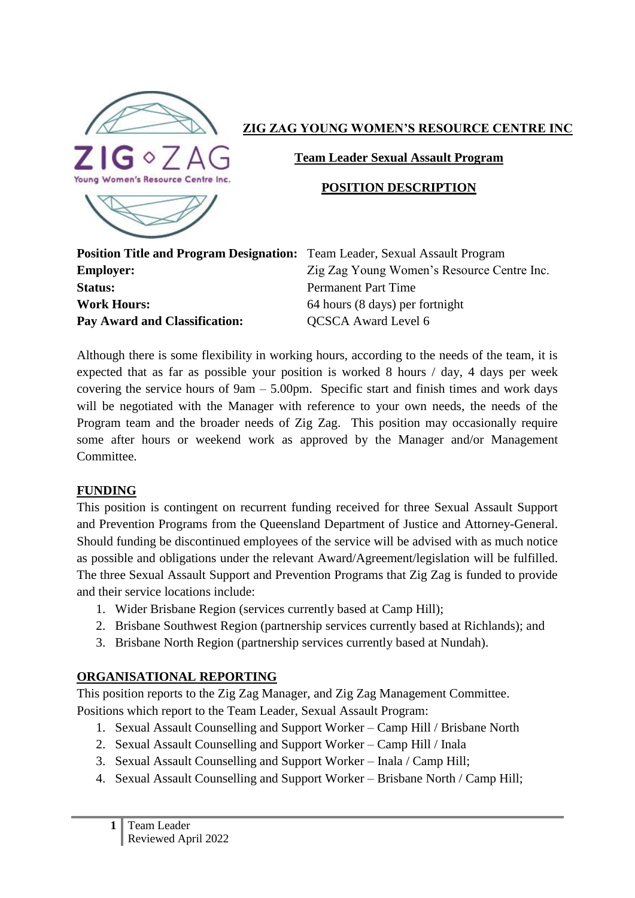# ZIG ZAG YOUNG WOMEN'S RESOURCE CENTRE INC

## Team Leader Sexual Assault Program

## POSITION DESCRIPTION

| | |
|---|---|
| **Position Title and Program Designation:** | Team Leader, Sexual Assault Program |
| **Employer:** | Zig Zag Young Women's Resource Centre Inc. |
| **Status:** | Permanent Part Time |
| **Work Hours:** | 64 hours (8 days) per fortnight |
| **Pay Award and Classification:** | QCSCA Award Level 6 |

Although there is some flexibility in working hours, according to the needs of the team, it is expected that as far as possible your position is worked 8 hours / day, 4 days per week covering the service hours of 9am – 5.00pm. Specific start and finish times and work days will be negotiated with the Manager with reference to your own needs, the needs of the Program team and the broader needs of Zig Zag. This position may occasionally require some after hours or weekend work as approved by the Manager and/or Management Committee.

## FUNDING

This position is contingent on recurrent funding received for three Sexual Assault Support and Prevention Programs from the Queensland Department of Justice and Attorney-General. Should funding be discontinued employees of the service will be advised with as much notice as possible and obligations under the relevant Award/Agreement/legislation will be fulfilled. The three Sexual Assault Support and Prevention Programs that Zig Zag is funded to provide and their service locations include:

1. Wider Brisbane Region (services currently based at Camp Hill);
2. Brisbane Southwest Region (partnership services currently based at Richlands); and
3. Brisbane North Region (partnership services currently based at Nundah).

## ORGANISATIONAL REPORTING

This position reports to the Zig Zag Manager, and Zig Zag Management Committee.
Positions which report to the Team Leader, Sexual Assault Program:

1. Sexual Assault Counselling and Support Worker – Camp Hill / Brisbane North
2. Sexual Assault Counselling and Support Worker – Camp Hill / Inala
3. Sexual Assault Counselling and Support Worker – Inala / Camp Hill;
4. Sexual Assault Counselling and Support Worker – Brisbane North / Camp Hill;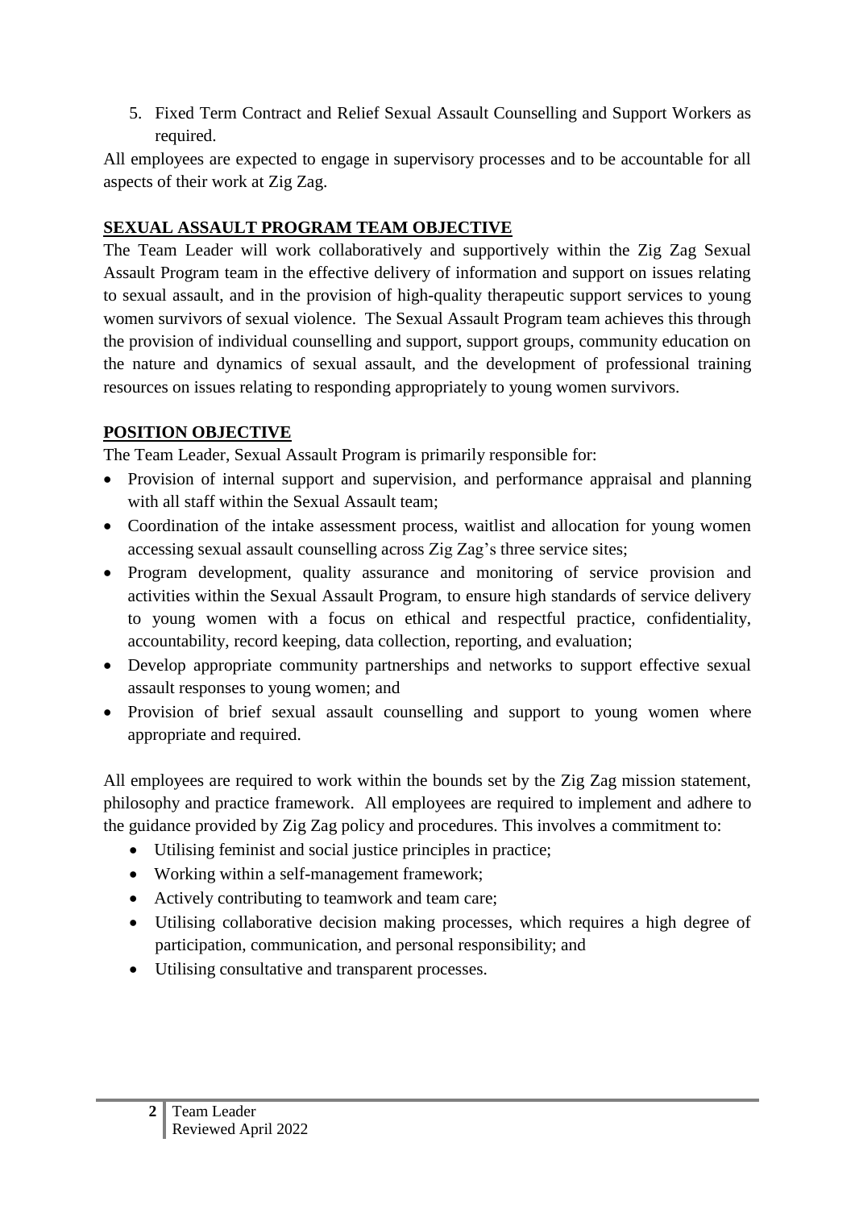5. Fixed Term Contract and Relief Sexual Assault Counselling and Support Workers as required.

All employees are expected to engage in supervisory processes and to be accountable for all aspects of their work at Zig Zag.

## SEXUAL ASSAULT PROGRAM TEAM OBJECTIVE

The Team Leader will work collaboratively and supportively within the Zig Zag Sexual Assault Program team in the effective delivery of information and support on issues relating to sexual assault, and in the provision of high-quality therapeutic support services to young women survivors of sexual violence. The Sexual Assault Program team achieves this through the provision of individual counselling and support, support groups, community education on the nature and dynamics of sexual assault, and the development of professional training resources on issues relating to responding appropriately to young women survivors.

## POSITION OBJECTIVE

The Team Leader, Sexual Assault Program is primarily responsible for:

- Provision of internal support and supervision, and performance appraisal and planning with all staff within the Sexual Assault team;
- Coordination of the intake assessment process, waitlist and allocation for young women accessing sexual assault counselling across Zig Zag's three service sites;
- Program development, quality assurance and monitoring of service provision and activities within the Sexual Assault Program, to ensure high standards of service delivery to young women with a focus on ethical and respectful practice, confidentiality, accountability, record keeping, data collection, reporting, and evaluation;
- Develop appropriate community partnerships and networks to support effective sexual assault responses to young women; and
- Provision of brief sexual assault counselling and support to young women where appropriate and required.

All employees are required to work within the bounds set by the Zig Zag mission statement, philosophy and practice framework. All employees are required to implement and adhere to the guidance provided by Zig Zag policy and procedures. This involves a commitment to:

- Utilising feminist and social justice principles in practice;
- Working within a self-management framework;
- Actively contributing to teamwork and team care;
- Utilising collaborative decision making processes, which requires a high degree of participation, communication, and personal responsibility; and
- Utilising consultative and transparent processes.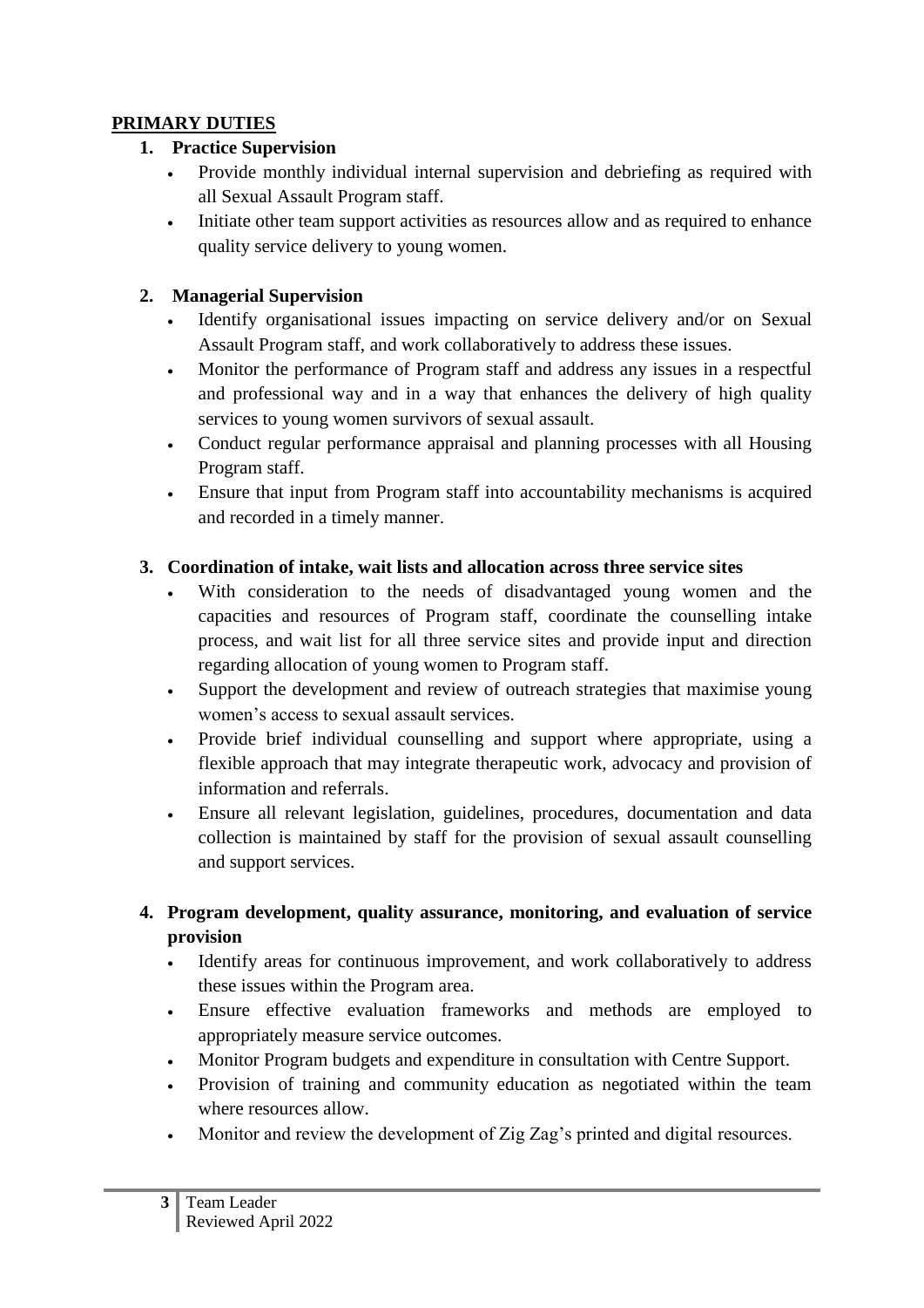## PRIMARY DUTIES

### 1. Practice Supervision

- Provide monthly individual internal supervision and debriefing as required with all Sexual Assault Program staff.
- Initiate other team support activities as resources allow and as required to enhance quality service delivery to young women.

### 2. Managerial Supervision

- Identify organisational issues impacting on service delivery and/or on Sexual Assault Program staff, and work collaboratively to address these issues.
- Monitor the performance of Program staff and address any issues in a respectful and professional way and in a way that enhances the delivery of high quality services to young women survivors of sexual assault.
- Conduct regular performance appraisal and planning processes with all Housing Program staff.
- Ensure that input from Program staff into accountability mechanisms is acquired and recorded in a timely manner.

### 3. Coordination of intake, wait lists and allocation across three service sites

- With consideration to the needs of disadvantaged young women and the capacities and resources of Program staff, coordinate the counselling intake process, and wait list for all three service sites and provide input and direction regarding allocation of young women to Program staff.
- Support the development and review of outreach strategies that maximise young women's access to sexual assault services.
- Provide brief individual counselling and support where appropriate, using a flexible approach that may integrate therapeutic work, advocacy and provision of information and referrals.
- Ensure all relevant legislation, guidelines, procedures, documentation and data collection is maintained by staff for the provision of sexual assault counselling and support services.

### 4. Program development, quality assurance, monitoring, and evaluation of service provision

- Identify areas for continuous improvement, and work collaboratively to address these issues within the Program area.
- Ensure effective evaluation frameworks and methods are employed to appropriately measure service outcomes.
- Monitor Program budgets and expenditure in consultation with Centre Support.
- Provision of training and community education as negotiated within the team where resources allow.
- Monitor and review the development of Zig Zag's printed and digital resources.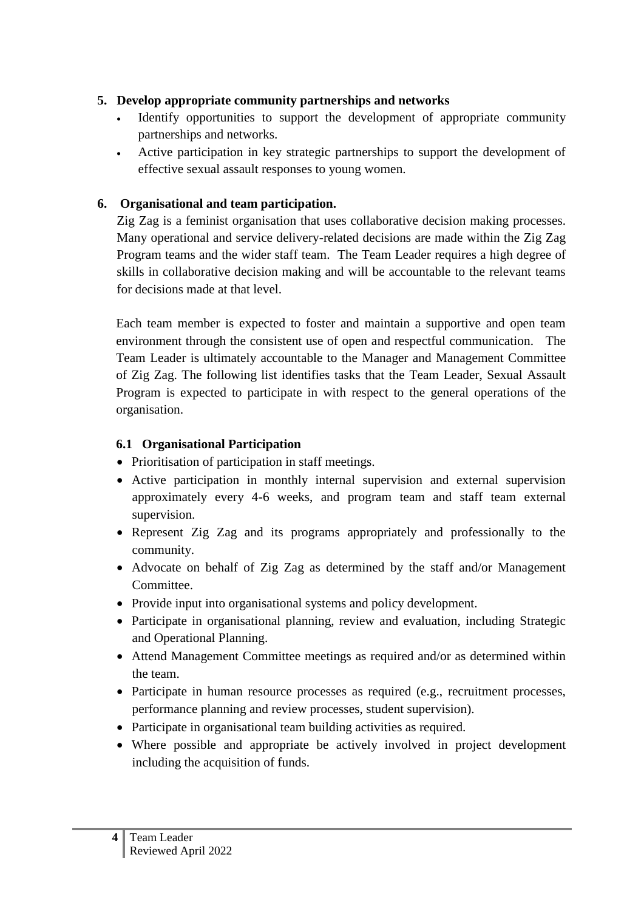**5. Develop appropriate community partnerships and networks**

- Identify opportunities to support the development of appropriate community partnerships and networks.
- Active participation in key strategic partnerships to support the development of effective sexual assault responses to young women.

**6. Organisational and team participation.**

Zig Zag is a feminist organisation that uses collaborative decision making processes. Many operational and service delivery-related decisions are made within the Zig Zag Program teams and the wider staff team. The Team Leader requires a high degree of skills in collaborative decision making and will be accountable to the relevant teams for decisions made at that level.

Each team member is expected to foster and maintain a supportive and open team environment through the consistent use of open and respectful communication. The Team Leader is ultimately accountable to the Manager and Management Committee of Zig Zag. The following list identifies tasks that the Team Leader, Sexual Assault Program is expected to participate in with respect to the general operations of the organisation.

**6.1 Organisational Participation**

- Prioritisation of participation in staff meetings.
- Active participation in monthly internal supervision and external supervision approximately every 4-6 weeks, and program team and staff team external supervision.
- Represent Zig Zag and its programs appropriately and professionally to the community.
- Advocate on behalf of Zig Zag as determined by the staff and/or Management Committee.
- Provide input into organisational systems and policy development.
- Participate in organisational planning, review and evaluation, including Strategic and Operational Planning.
- Attend Management Committee meetings as required and/or as determined within the team.
- Participate in human resource processes as required (e.g., recruitment processes, performance planning and review processes, student supervision).
- Participate in organisational team building activities as required.
- Where possible and appropriate be actively involved in project development including the acquisition of funds.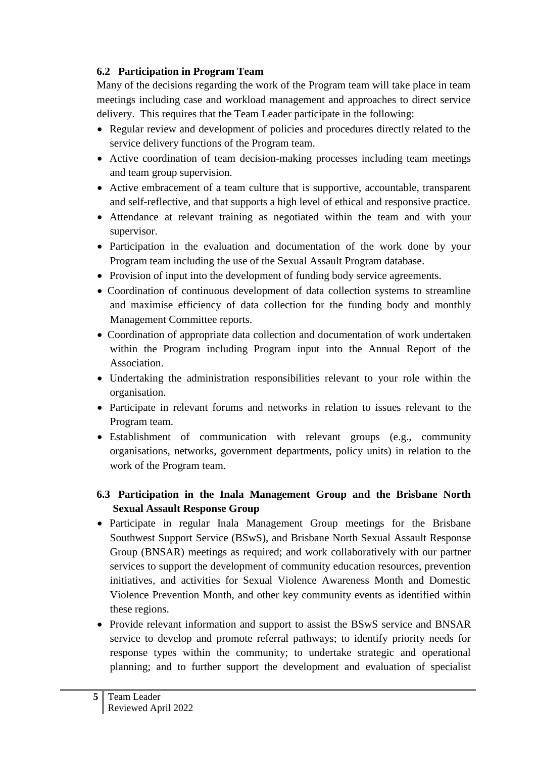### 6.2 Participation in Program Team

Many of the decisions regarding the work of the Program team will take place in team meetings including case and workload management and approaches to direct service delivery. This requires that the Team Leader participate in the following:

- Regular review and development of policies and procedures directly related to the service delivery functions of the Program team.
- Active coordination of team decision-making processes including team meetings and team group supervision.
- Active embracement of a team culture that is supportive, accountable, transparent and self-reflective, and that supports a high level of ethical and responsive practice.
- Attendance at relevant training as negotiated within the team and with your supervisor.
- Participation in the evaluation and documentation of the work done by your Program team including the use of the Sexual Assault Program database.
- Provision of input into the development of funding body service agreements.
- Coordination of continuous development of data collection systems to streamline and maximise efficiency of data collection for the funding body and monthly Management Committee reports.
- Coordination of appropriate data collection and documentation of work undertaken within the Program including Program input into the Annual Report of the Association.
- Undertaking the administration responsibilities relevant to your role within the organisation.
- Participate in relevant forums and networks in relation to issues relevant to the Program team.
- Establishment of communication with relevant groups (e.g., community organisations, networks, government departments, policy units) in relation to the work of the Program team.

### 6.3 Participation in the Inala Management Group and the Brisbane North Sexual Assault Response Group

- Participate in regular Inala Management Group meetings for the Brisbane Southwest Support Service (BSwS), and Brisbane North Sexual Assault Response Group (BNSAR) meetings as required; and work collaboratively with our partner services to support the development of community education resources, prevention initiatives, and activities for Sexual Violence Awareness Month and Domestic Violence Prevention Month, and other key community events as identified within these regions.
- Provide relevant information and support to assist the BSwS service and BNSAR service to develop and promote referral pathways; to identify priority needs for response types within the community; to undertake strategic and operational planning; and to further support the development and evaluation of specialist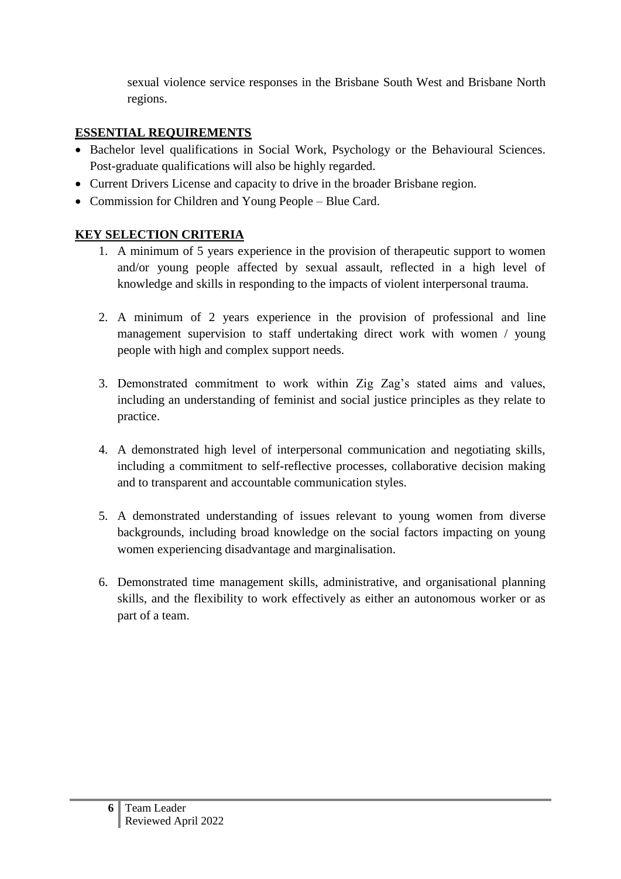sexual violence service responses in the Brisbane South West and Brisbane North regions.

## ESSENTIAL REQUIREMENTS

- Bachelor level qualifications in Social Work, Psychology or the Behavioural Sciences. Post-graduate qualifications will also be highly regarded.
- Current Drivers License and capacity to drive in the broader Brisbane region.
- Commission for Children and Young People – Blue Card.

## KEY SELECTION CRITERIA

1. A minimum of 5 years experience in the provision of therapeutic support to women and/or young people affected by sexual assault, reflected in a high level of knowledge and skills in responding to the impacts of violent interpersonal trauma.

2. A minimum of 2 years experience in the provision of professional and line management supervision to staff undertaking direct work with women / young people with high and complex support needs.

3. Demonstrated commitment to work within Zig Zag's stated aims and values, including an understanding of feminist and social justice principles as they relate to practice.

4. A demonstrated high level of interpersonal communication and negotiating skills, including a commitment to self-reflective processes, collaborative decision making and to transparent and accountable communication styles.

5. A demonstrated understanding of issues relevant to young women from diverse backgrounds, including broad knowledge on the social factors impacting on young women experiencing disadvantage and marginalisation.

6. Demonstrated time management skills, administrative, and organisational planning skills, and the flexibility to work effectively as either an autonomous worker or as part of a team.